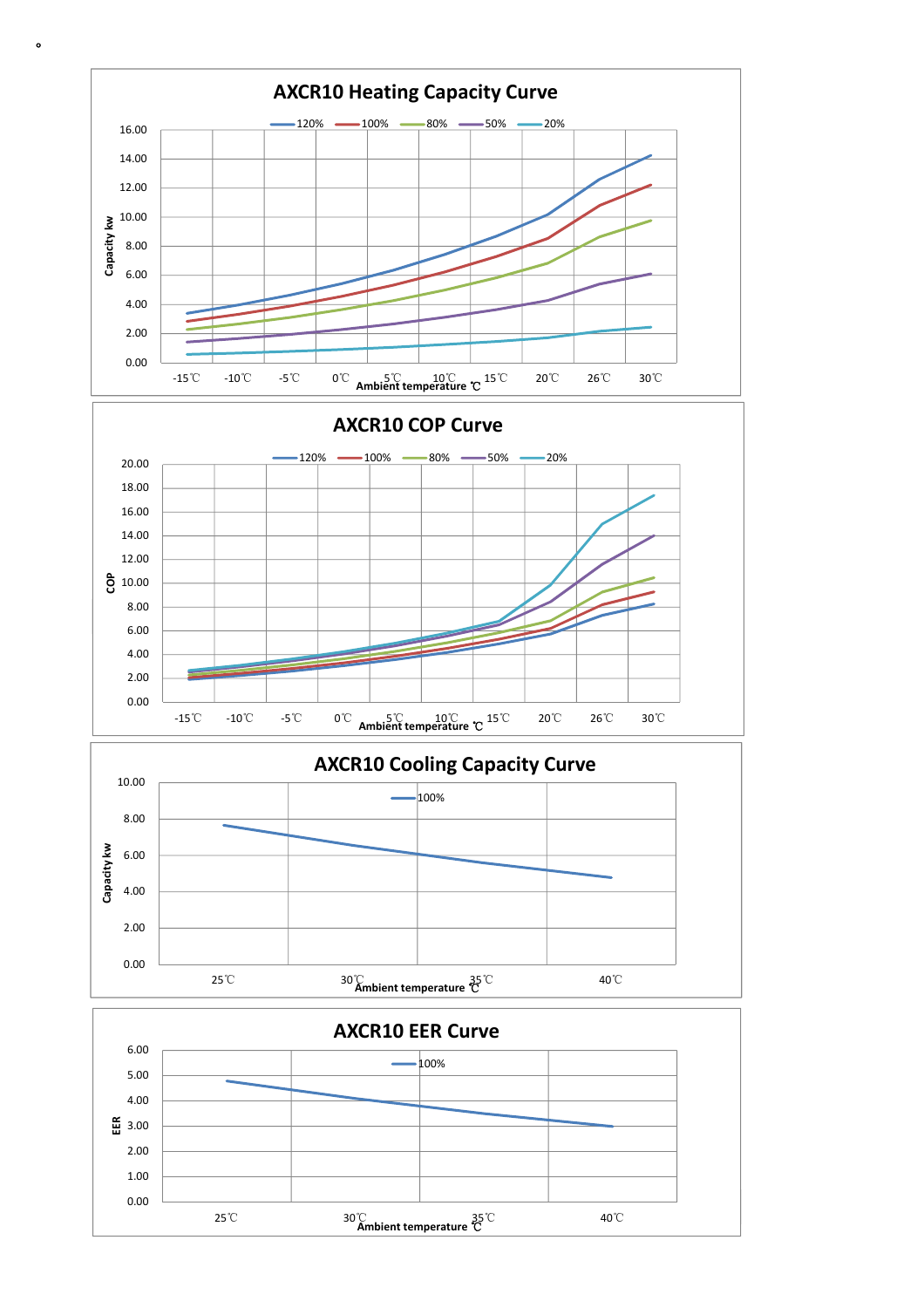。

## AXCR10 Heating Capacity Curve

Legend: 120%, 100%, 80%, 50%, 20%

Capacity kw: 0.00, 2.00, 4.00, 6.00, 8.00, 10.00, 12.00, 14.00, 16.00

Ambient temperature ℃: -15℃, -10℃, -5℃, 0℃, 5℃, 10℃, 15℃, 20℃, 26℃, 30℃

## AXCR10 COP Curve

Legend: 120%, 100%, 80%, 50%, 20%

COP: 0.00, 2.00, 4.00, 6.00, 8.00, 10.00, 12.00, 14.00, 16.00, 18.00, 20.00

Ambient temperature ℃: -15℃, -10℃, -5℃, 0℃, 5℃, 10℃, 15℃, 20℃, 26℃, 30℃

## AXCR10 Cooling Capacity Curve

Legend: 100%

Capacity kw: 0.00, 2.00, 4.00, 6.00, 8.00, 10.00

Ambient temperature ℃: 25℃, 30℃, 35℃, 40℃

## AXCR10 EER Curve

Legend: 100%

EER: 0.00, 1.00, 2.00, 3.00, 4.00, 5.00, 6.00

Ambient temperature ℃: 25℃, 30℃, 35℃, 40℃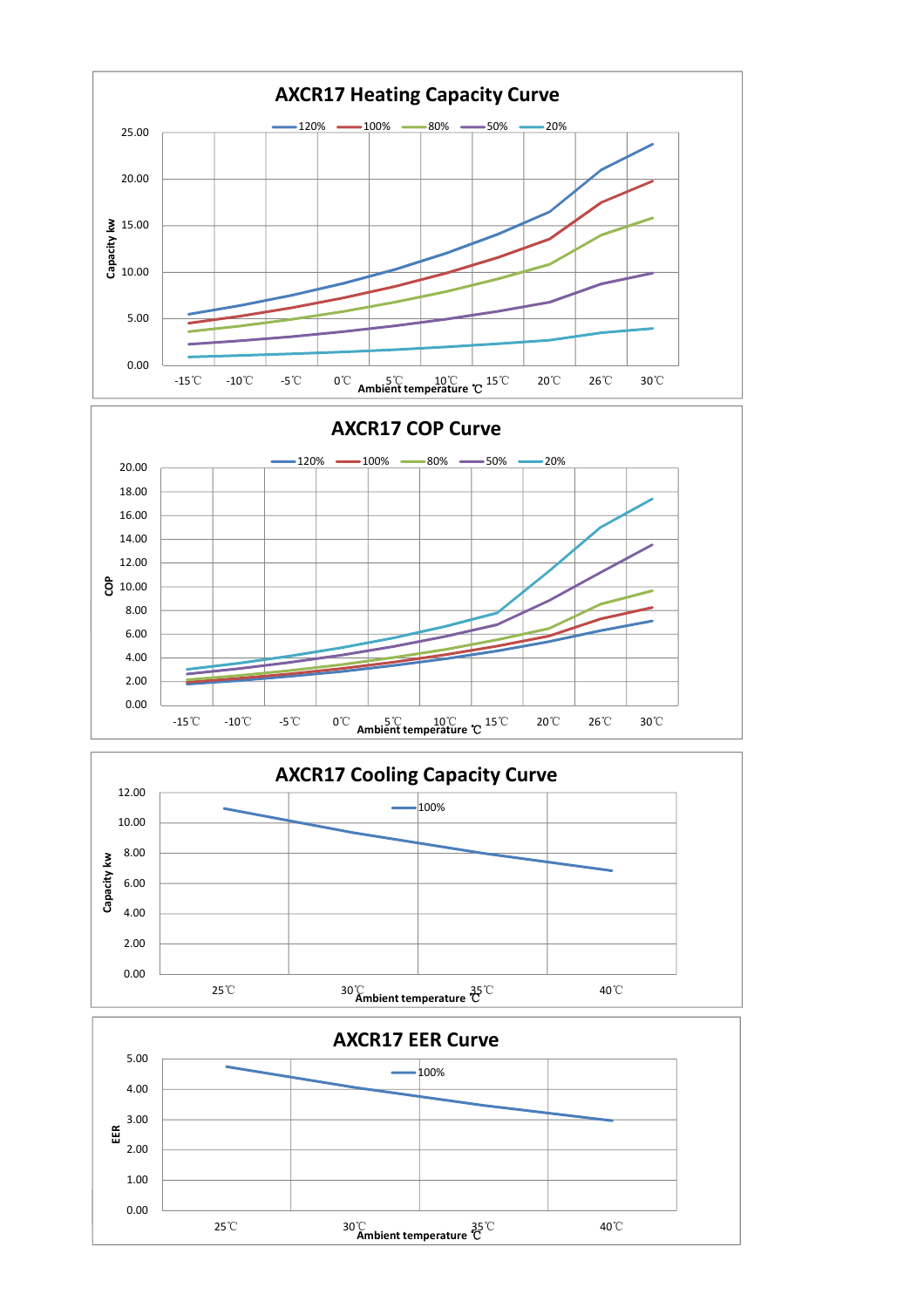## AXCR17 Heating Capacity Curve

Legend: 120%, 100%, 80%, 50%, 20%

Capacity kw: 0.00, 5.00, 10.00, 15.00, 20.00, 25.00

Ambient temperature ℃: -15℃, -10℃, -5℃, 0℃, 5℃, 10℃, 15℃, 20℃, 26℃, 30℃

## AXCR17 COP Curve

Legend: 120%, 100%, 80%, 50%, 20%

COP: 0.00, 2.00, 4.00, 6.00, 8.00, 10.00, 12.00, 14.00, 16.00, 18.00, 20.00

Ambient temperature ℃: -15℃, -10℃, -5℃, 0℃, 5℃, 10℃, 15℃, 20℃, 26℃, 30℃

## AXCR17 Cooling Capacity Curve

Legend: 100%

Capacity kw: 0.00, 2.00, 4.00, 6.00, 8.00, 10.00, 12.00

Ambient temperature ℃: 25℃, 30℃, 35℃, 40℃

## AXCR17 EER Curve

Legend: 100%

EER: 0.00, 1.00, 2.00, 3.00, 4.00, 5.00

Ambient temperature ℃: 25℃, 30℃, 35℃, 40℃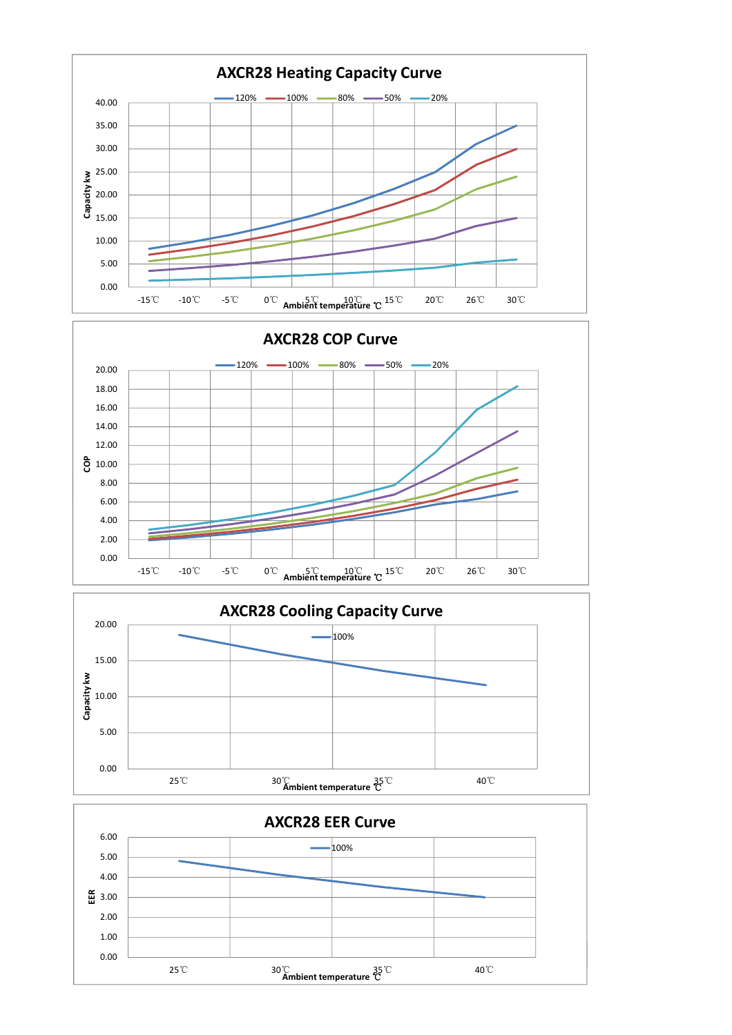## AXCR28 Heating Capacity Curve

Legend: 120% | 100% | 80% | 50% | 20%

Capacity kw: 0.00, 5.00, 10.00, 15.00, 20.00, 25.00, 30.00, 35.00, 40.00

Ambient temperature ℃: -15℃, -10℃, -5℃, 0℃, 5℃, 10℃, 15℃, 20℃, 26℃, 30℃

## AXCR28 COP Curve

Legend: 120% | 100% | 80% | 50% | 20%

COP: 0.00, 2.00, 4.00, 6.00, 8.00, 10.00, 12.00, 14.00, 16.00, 18.00, 20.00

Ambient temperature ℃: -15℃, -10℃, -5℃, 0℃, 5℃, 10℃, 15℃, 20℃, 26℃, 30℃

## AXCR28 Cooling Capacity Curve

Legend: 100%

Capacity kw: 0.00, 5.00, 10.00, 15.00, 20.00

Ambient temperature ℃: 25℃, 30℃, 35℃, 40℃

## AXCR28 EER Curve

Legend: 100%

EER: 0.00, 1.00, 2.00, 3.00, 4.00, 5.00, 6.00

Ambient temperature ℃: 25℃, 30℃, 35℃, 40℃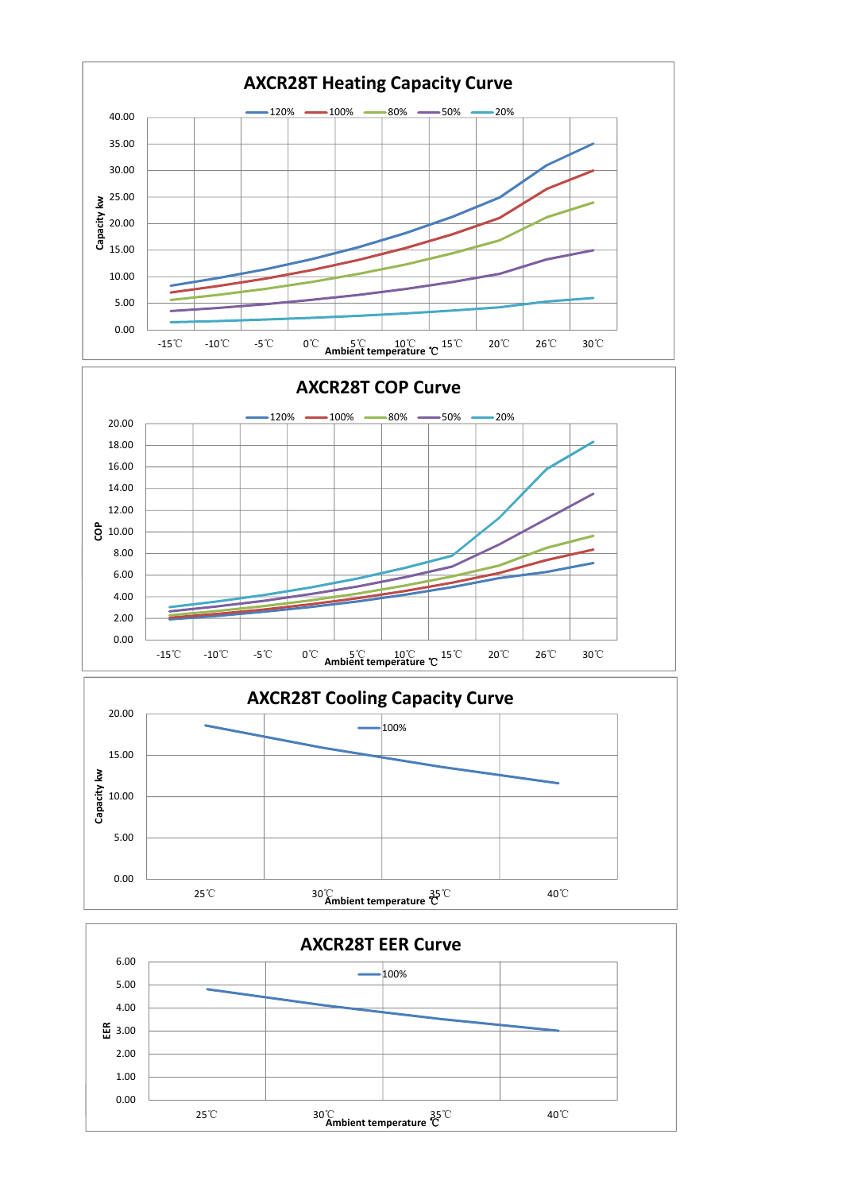## AXCR28T Heating Capacity Curve

Legend: 120%, 100%, 80%, 50%, 20%

Capacity kw

40.00
35.00
30.00
25.00
20.00
15.00
10.00
5.00
0.00

-15℃ -10℃ -5℃ 0℃ 5℃ 10℃ 15℃ 20℃ 26℃ 30℃

Ambient temperature ℃

## AXCR28T COP Curve

Legend: 120%, 100%, 80%, 50%, 20%

COP

20.00
18.00
16.00
14.00
12.00
10.00
8.00
6.00
4.00
2.00
0.00

-15℃ -10℃ -5℃ 0℃ 5℃ 10℃ 15℃ 20℃ 26℃ 30℃

Ambient temperature ℃

## AXCR28T Cooling Capacity Curve

Legend: 100%

Capacity kw

20.00
15.00
10.00
5.00
0.00

25℃ 30℃ 35℃ 40℃

Ambient temperature ℃

## AXCR28T EER Curve

Legend: 100%

EER

6.00
5.00
4.00
3.00
2.00
1.00
0.00

25℃ 30℃ 35℃ 40℃

Ambient temperature ℃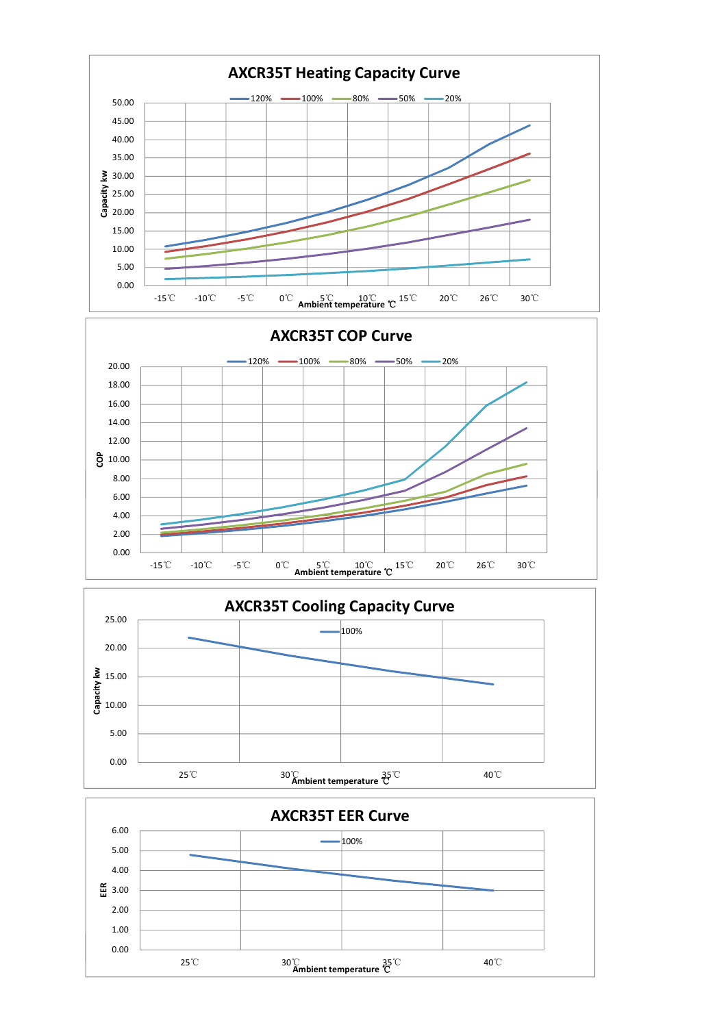## AXCR35T Heating Capacity Curve

120% 100% 80% 50% 20%

Capacity kw

50.00
45.00
40.00
35.00
30.00
25.00
20.00
15.00
10.00
5.00
0.00

-15℃ -10℃ -5℃ 0℃ 5℃ 10℃ 15℃ 20℃ 26℃ 30℃

Ambient temperature ℃

## AXCR35T COP Curve

120% 100% 80% 50% 20%

COP

20.00
18.00
16.00
14.00
12.00
10.00
8.00
6.00
4.00
2.00
0.00

-15℃ -10℃ -5℃ 0℃ 5℃ 10℃ 15℃ 20℃ 26℃ 30℃

Ambient temperature ℃

## AXCR35T Cooling Capacity Curve

100%

Capacity kw

25.00
20.00
15.00
10.00
5.00
0.00

25℃ 30℃ 35℃ 40℃

Ambient temperature ℃

## AXCR35T EER Curve

100%

EER

6.00
5.00
4.00
3.00
2.00
1.00
0.00

25℃ 30℃ 35℃ 40℃

Ambient temperature ℃